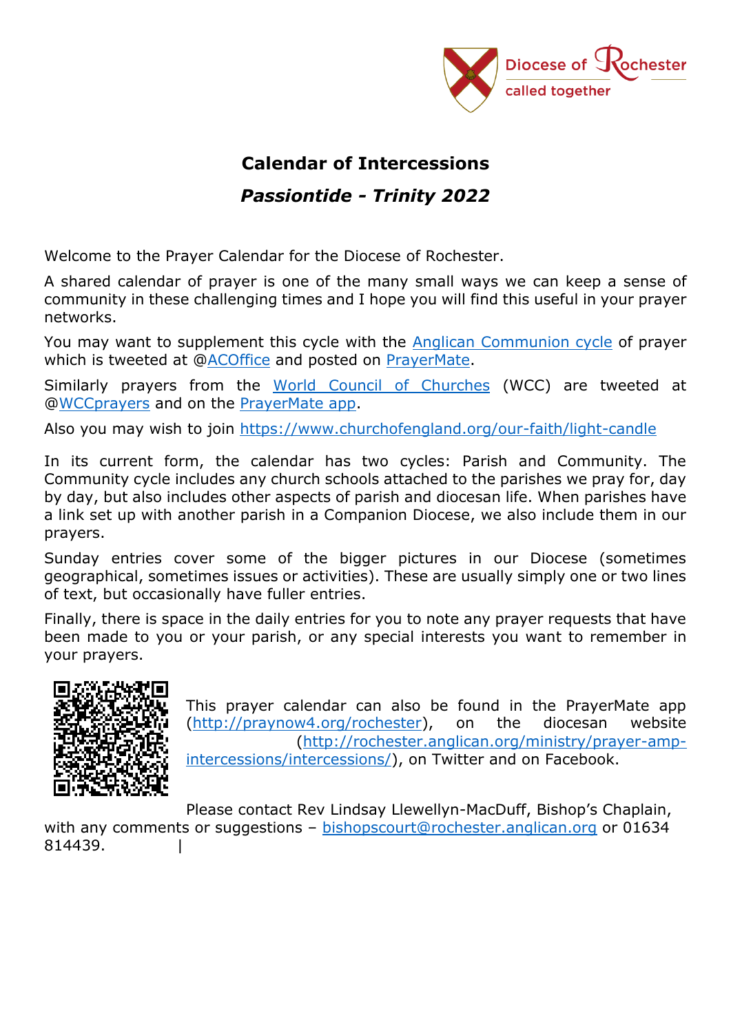Diocese of Rochester
called together

# Calendar of Intercessions

## *Passiontide - Trinity 2022*

Welcome to the Prayer Calendar for the Diocese of Rochester.

A shared calendar of prayer is one of the many small ways we can keep a sense of community in these challenging times and I hope you will find this useful in your prayer networks.

You may want to supplement this cycle with the Anglican Communion cycle of prayer which is tweeted at @ACOffice and posted on PrayerMate.

Similarly prayers from the World Council of Churches (WCC) are tweeted at @WCCprayers and on the PrayerMate app.

Also you may wish to join https://www.churchofengland.org/our-faith/light-candle

In its current form, the calendar has two cycles: Parish and Community. The Community cycle includes any church schools attached to the parishes we pray for, day by day, but also includes other aspects of parish and diocesan life. When parishes have a link set up with another parish in a Companion Diocese, we also include them in our prayers.

Sunday entries cover some of the bigger pictures in our Diocese (sometimes geographical, sometimes issues or activities). These are usually simply one or two lines of text, but occasionally have fuller entries.

Finally, there is space in the daily entries for you to note any prayer requests that have been made to you or your parish, or any special interests you want to remember in your prayers.

This prayer calendar can also be found in the PrayerMate app (http://praynow4.org/rochester), on the diocesan website (http://rochester.anglican.org/ministry/prayer-amp-intercessions/intercessions/), on Twitter and on Facebook.

Please contact Rev Lindsay Llewellyn-MacDuff, Bishop's Chaplain, with any comments or suggestions – bishopscourt@rochester.anglican.org or 01634 814439.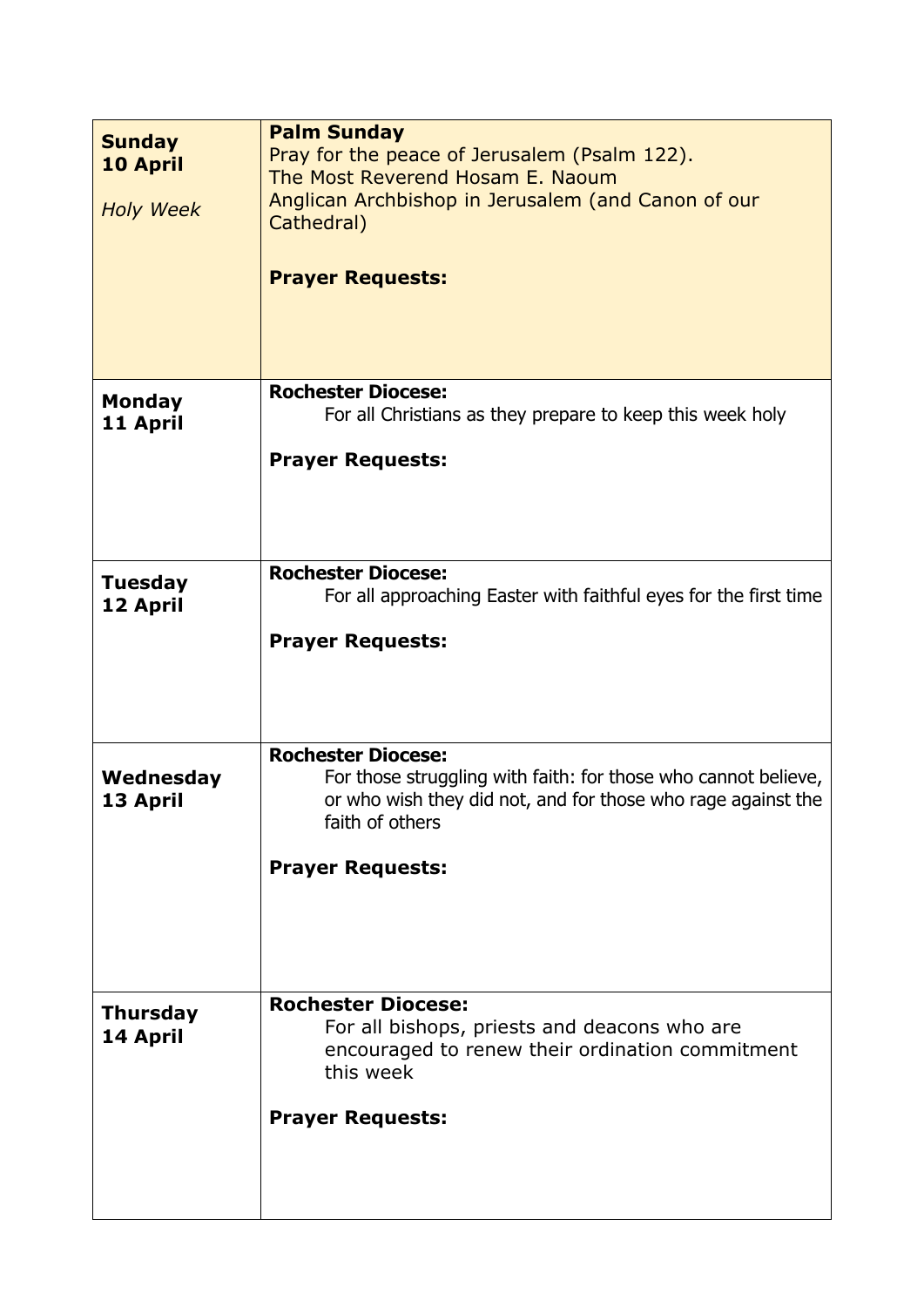| | |
|---|---|
| **Sunday 10 April**<br><br>*Holy Week* | **Palm Sunday**<br>Pray for the peace of Jerusalem (Psalm 122).<br>The Most Reverend Hosam E. Naoum<br>Anglican Archbishop in Jerusalem (and Canon of our Cathedral)<br><br>**Prayer Requests:** |
| **Monday 11 April** | **Rochester Diocese:**<br>For all Christians as they prepare to keep this week holy<br><br>**Prayer Requests:** |
| **Tuesday 12 April** | **Rochester Diocese:**<br>For all approaching Easter with faithful eyes for the first time<br><br>**Prayer Requests:** |
| **Wednesday 13 April** | **Rochester Diocese:**<br>For those struggling with faith: for those who cannot believe, or who wish they did not, and for those who rage against the faith of others<br><br>**Prayer Requests:** |
| **Thursday 14 April** | **Rochester Diocese:**<br>For all bishops, priests and deacons who are encouraged to renew their ordination commitment this week<br><br>**Prayer Requests:** |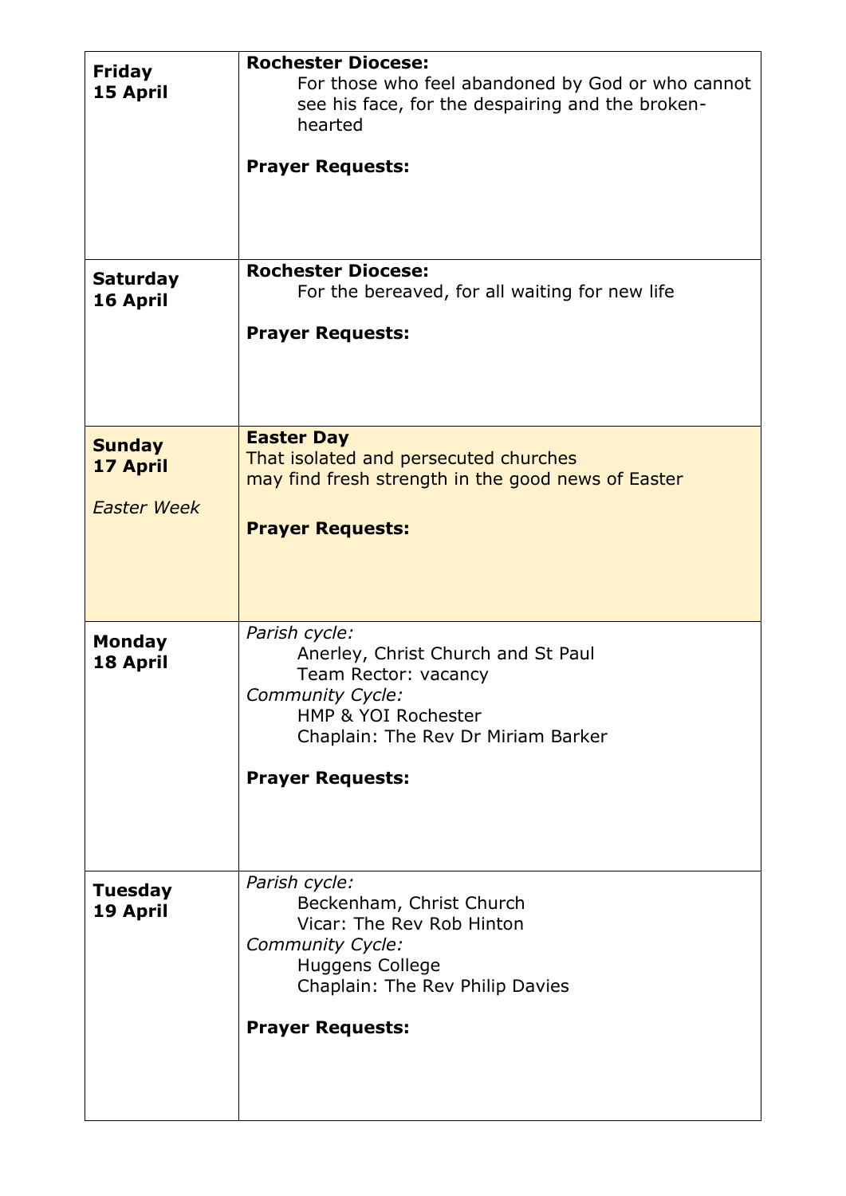| | |
|---|---|
| **Friday**<br>**15 April** | **Rochester Diocese:**<br>For those who feel abandoned by God or who cannot see his face, for the despairing and the broken-hearted<br><br>**Prayer Requests:** |
| **Saturday**<br>**16 April** | **Rochester Diocese:**<br>For the bereaved, for all waiting for new life<br><br>**Prayer Requests:** |
| **Sunday**<br>**17 April**<br><br>*Easter Week* | **Easter Day**<br>That isolated and persecuted churches<br>may find fresh strength in the good news of Easter<br><br>**Prayer Requests:** |
| **Monday**<br>**18 April** | *Parish cycle:*<br>Anerley, Christ Church and St Paul<br>Team Rector: vacancy<br>*Community Cycle:*<br>HMP & YOI Rochester<br>Chaplain: The Rev Dr Miriam Barker<br><br>**Prayer Requests:** |
| **Tuesday**<br>**19 April** | *Parish cycle:*<br>Beckenham, Christ Church<br>Vicar: The Rev Rob Hinton<br>*Community Cycle:*<br>Huggens College<br>Chaplain: The Rev Philip Davies<br><br>**Prayer Requests:** |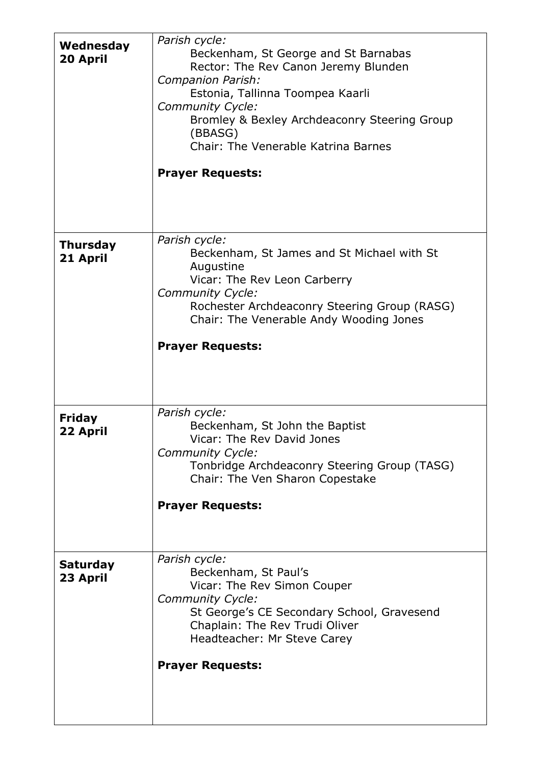| | |
|---|---|
| **Wednesday 20 April** | *Parish cycle:*<br>Beckenham, St George and St Barnabas<br>Rector: The Rev Canon Jeremy Blunden<br>*Companion Parish:*<br>Estonia, Tallinna Toompea Kaarli<br>*Community Cycle:*<br>Bromley & Bexley Archdeaconry Steering Group (BBASG)<br>Chair: The Venerable Katrina Barnes<br><br>**Prayer Requests:** |
| **Thursday 21 April** | *Parish cycle:*<br>Beckenham, St James and St Michael with St Augustine<br>Vicar: The Rev Leon Carberry<br>*Community Cycle:*<br>Rochester Archdeaconry Steering Group (RASG)<br>Chair: The Venerable Andy Wooding Jones<br><br>**Prayer Requests:** |
| **Friday 22 April** | *Parish cycle:*<br>Beckenham, St John the Baptist<br>Vicar: The Rev David Jones<br>*Community Cycle:*<br>Tonbridge Archdeaconry Steering Group (TASG)<br>Chair: The Ven Sharon Copestake<br><br>**Prayer Requests:** |
| **Saturday 23 April** | *Parish cycle:*<br>Beckenham, St Paul's<br>Vicar: The Rev Simon Couper<br>*Community Cycle:*<br>St George's CE Secondary School, Gravesend<br>Chaplain: The Rev Trudi Oliver<br>Headteacher: Mr Steve Carey<br><br>**Prayer Requests:** |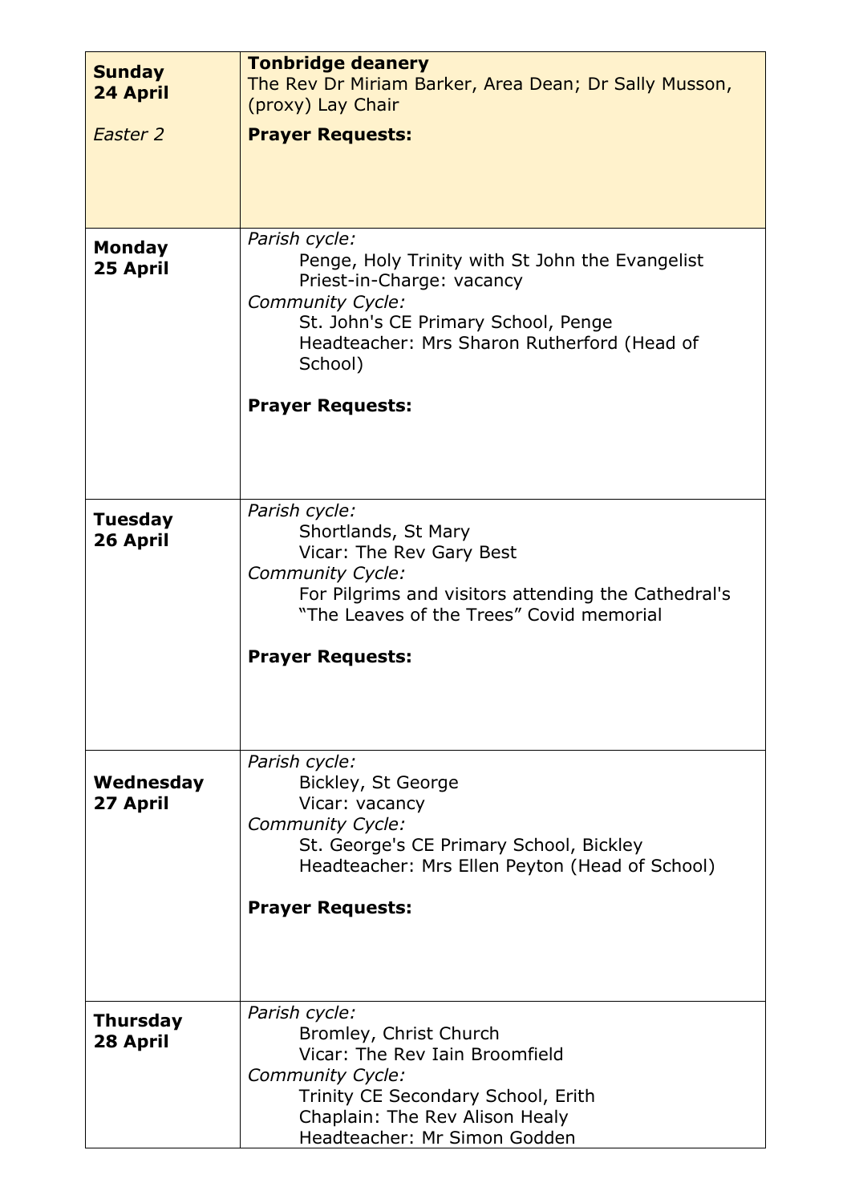| | |
|---|---|
| **Sunday 24 April**<br><br>*Easter 2* | **Tonbridge deanery**<br>The Rev Dr Miriam Barker, Area Dean; Dr Sally Musson, (proxy) Lay Chair<br><br>**Prayer Requests:** |
| **Monday 25 April** | *Parish cycle:*<br>Penge, Holy Trinity with St John the Evangelist<br>Priest-in-Charge: vacancy<br>*Community Cycle:*<br>St. John's CE Primary School, Penge<br>Headteacher: Mrs Sharon Rutherford (Head of School)<br><br>**Prayer Requests:** |
| **Tuesday 26 April** | *Parish cycle:*<br>Shortlands, St Mary<br>Vicar: The Rev Gary Best<br>*Community Cycle:*<br>For Pilgrims and visitors attending the Cathedral's "The Leaves of the Trees" Covid memorial<br><br>**Prayer Requests:** |
| **Wednesday 27 April** | *Parish cycle:*<br>Bickley, St George<br>Vicar: vacancy<br>*Community Cycle:*<br>St. George's CE Primary School, Bickley<br>Headteacher: Mrs Ellen Peyton (Head of School)<br><br>**Prayer Requests:** |
| **Thursday 28 April** | *Parish cycle:*<br>Bromley, Christ Church<br>Vicar: The Rev Iain Broomfield<br>*Community Cycle:*<br>Trinity CE Secondary School, Erith<br>Chaplain: The Rev Alison Healy<br>Headteacher: Mr Simon Godden |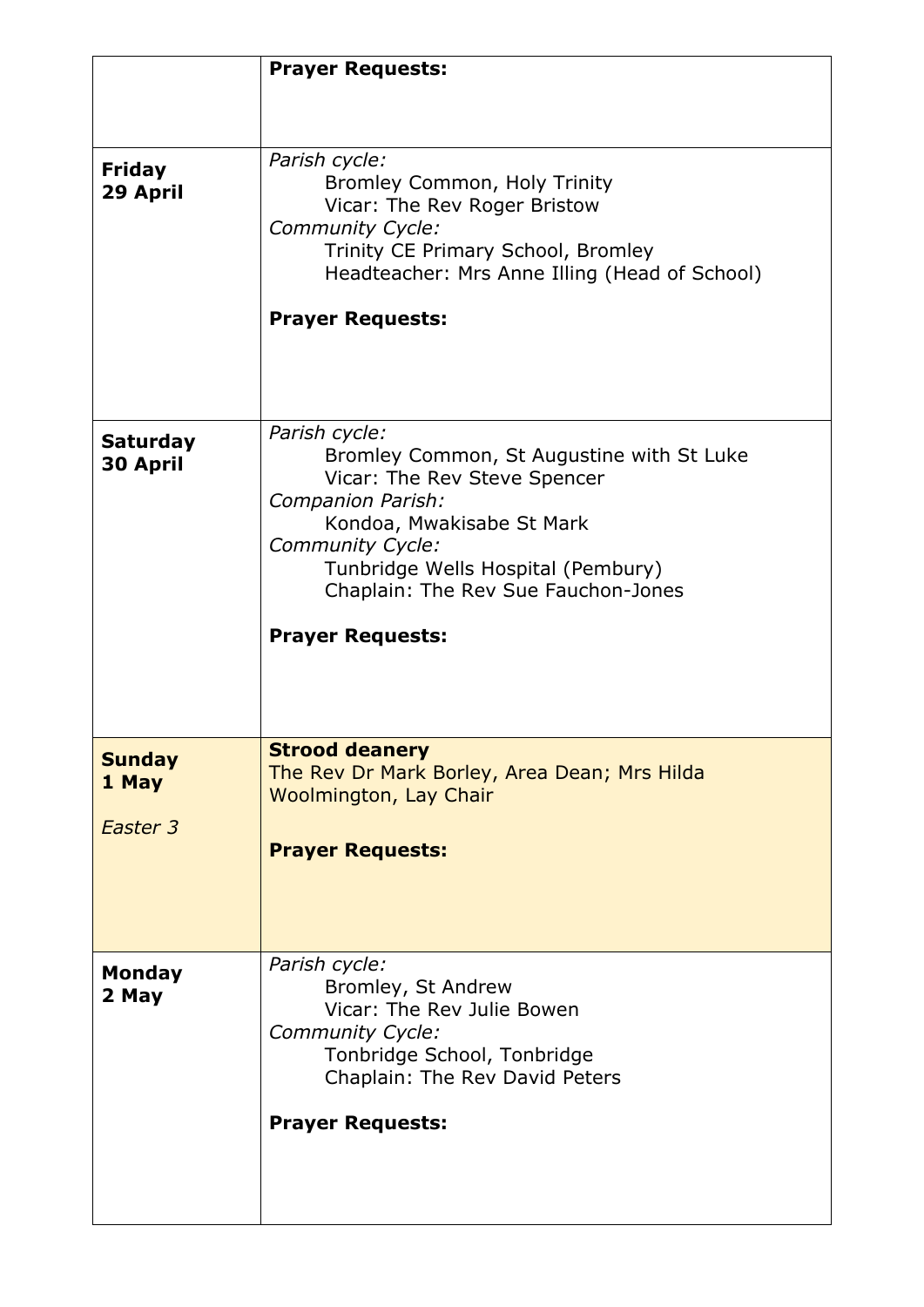| | |
|---|---|
| | **Prayer Requests:** |
| **Friday**<br>**29 April** | *Parish cycle:*<br>Bromley Common, Holy Trinity<br>Vicar: The Rev Roger Bristow<br>*Community Cycle:*<br>Trinity CE Primary School, Bromley<br>Headteacher: Mrs Anne Illing (Head of School)<br><br>**Prayer Requests:** |
| **Saturday**<br>**30 April** | *Parish cycle:*<br>Bromley Common, St Augustine with St Luke<br>Vicar: The Rev Steve Spencer<br>*Companion Parish:*<br>Kondoa, Mwakisabe St Mark<br>*Community Cycle:*<br>Tunbridge Wells Hospital (Pembury)<br>Chaplain: The Rev Sue Fauchon-Jones<br><br>**Prayer Requests:** |
| **Sunday**<br>**1 May**<br><br>*Easter 3* | **Strood deanery**<br>The Rev Dr Mark Borley, Area Dean; Mrs Hilda Woolmington, Lay Chair<br><br>**Prayer Requests:** |
| **Monday**<br>**2 May** | *Parish cycle:*<br>Bromley, St Andrew<br>Vicar: The Rev Julie Bowen<br>*Community Cycle:*<br>Tonbridge School, Tonbridge<br>Chaplain: The Rev David Peters<br><br>**Prayer Requests:** |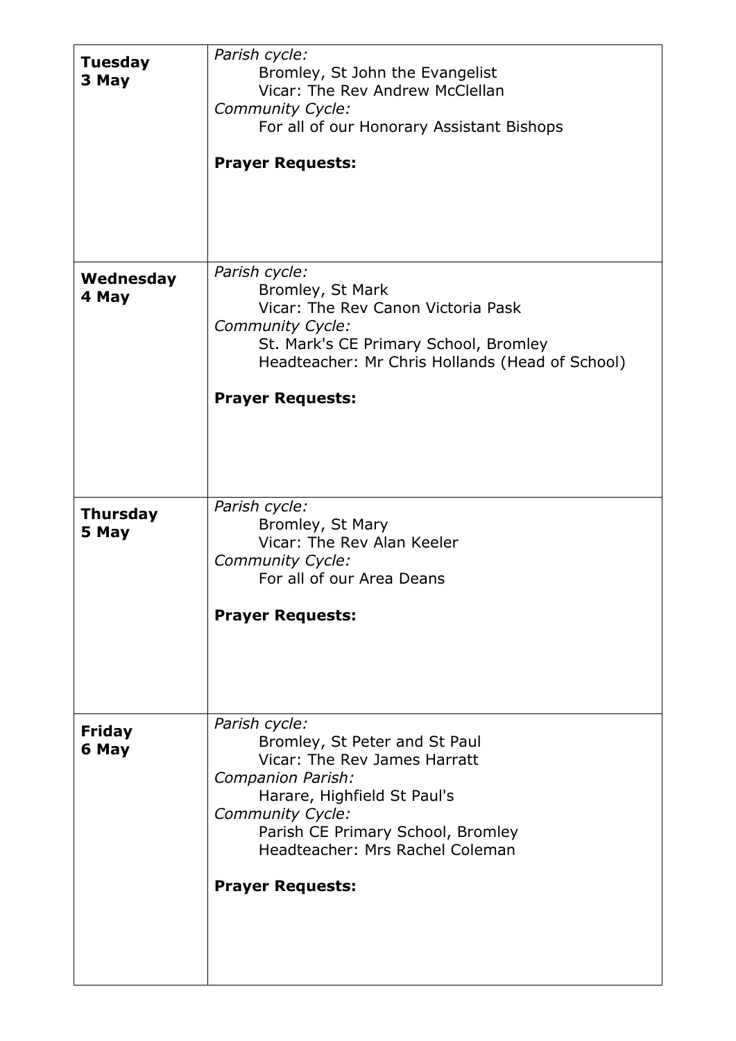| | |
|---|---|
| **Tuesday 3 May** | *Parish cycle:*<br>Bromley, St John the Evangelist<br>Vicar: The Rev Andrew McClellan<br>*Community Cycle:*<br>For all of our Honorary Assistant Bishops<br><br>**Prayer Requests:** |
| **Wednesday 4 May** | *Parish cycle:*<br>Bromley, St Mark<br>Vicar: The Rev Canon Victoria Pask<br>*Community Cycle:*<br>St. Mark's CE Primary School, Bromley<br>Headteacher: Mr Chris Hollands (Head of School)<br><br>**Prayer Requests:** |
| **Thursday 5 May** | *Parish cycle:*<br>Bromley, St Mary<br>Vicar: The Rev Alan Keeler<br>*Community Cycle:*<br>For all of our Area Deans<br><br>**Prayer Requests:** |
| **Friday 6 May** | *Parish cycle:*<br>Bromley, St Peter and St Paul<br>Vicar: The Rev James Harratt<br>*Companion Parish:*<br>Harare, Highfield St Paul's<br>*Community Cycle:*<br>Parish CE Primary School, Bromley<br>Headteacher: Mrs Rachel Coleman<br><br>**Prayer Requests:** |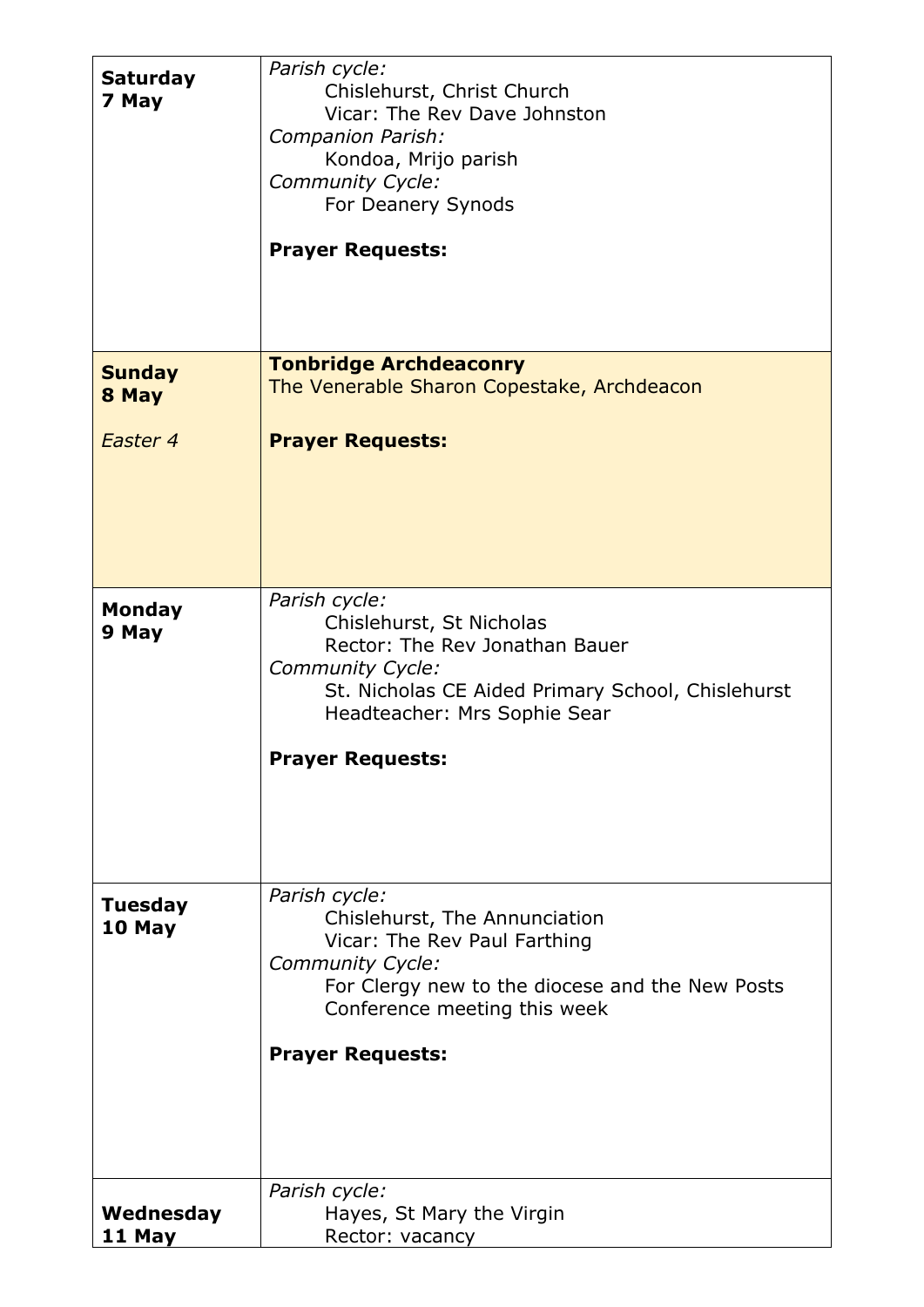| | |
|---|---|
| **Saturday 7 May** | *Parish cycle:*<br>Chislehurst, Christ Church<br>Vicar: The Rev Dave Johnston<br>*Companion Parish:*<br>Kondoa, Mrijo parish<br>*Community Cycle:*<br>For Deanery Synods<br><br>**Prayer Requests:** |
| **Sunday 8 May**<br><br>*Easter 4* | **Tonbridge Archdeaconry**<br>The Venerable Sharon Copestake, Archdeacon<br><br>**Prayer Requests:** |
| **Monday 9 May** | *Parish cycle:*<br>Chislehurst, St Nicholas<br>Rector: The Rev Jonathan Bauer<br>*Community Cycle:*<br>St. Nicholas CE Aided Primary School, Chislehurst<br>Headteacher: Mrs Sophie Sear<br><br>**Prayer Requests:** |
| **Tuesday 10 May** | *Parish cycle:*<br>Chislehurst, The Annunciation<br>Vicar: The Rev Paul Farthing<br>*Community Cycle:*<br>For Clergy new to the diocese and the New Posts Conference meeting this week<br><br>**Prayer Requests:** |
| **Wednesday 11 May** | *Parish cycle:*<br>Hayes, St Mary the Virgin<br>Rector: vacancy |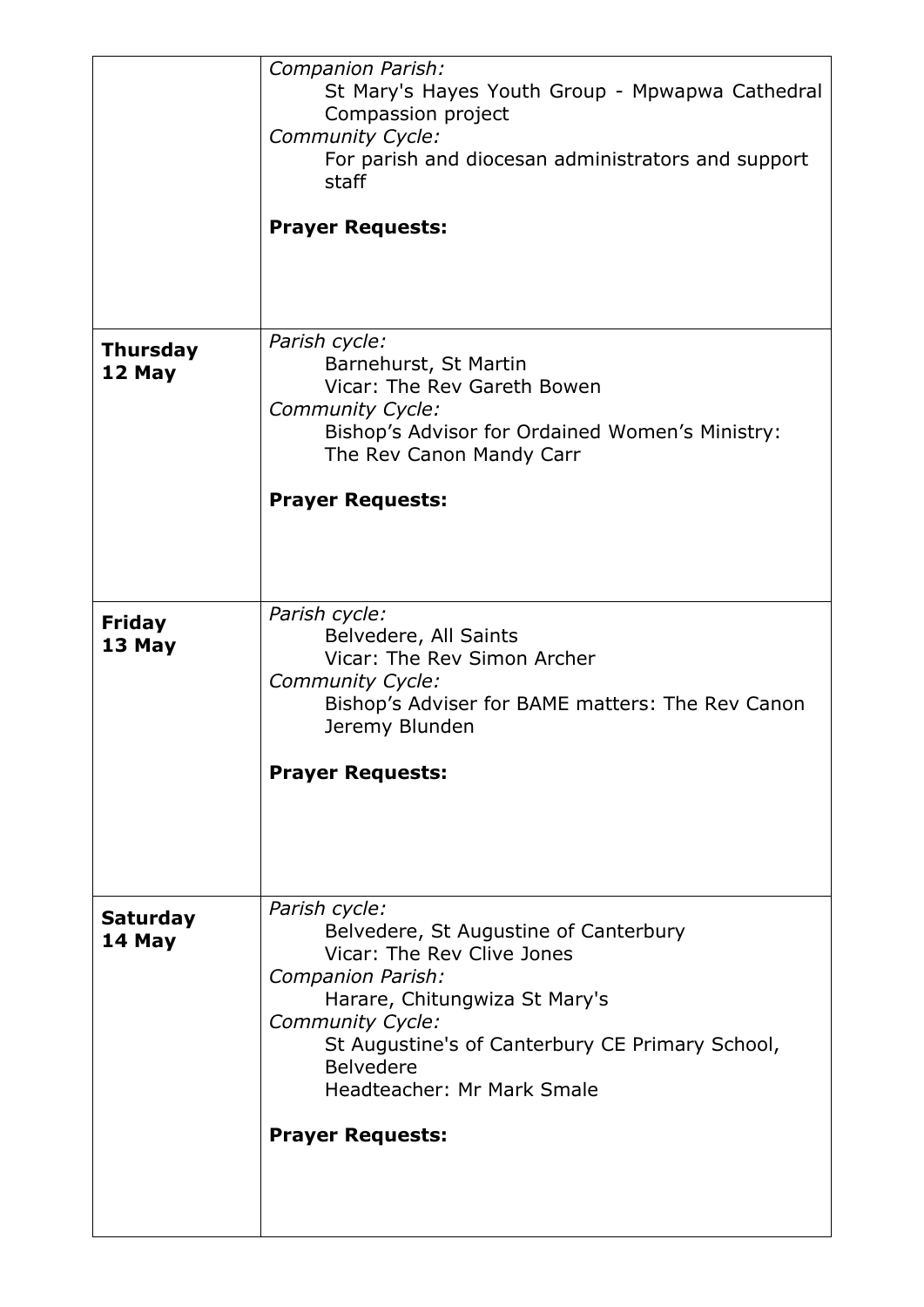| | |
|---|---|
| | *Companion Parish:*<br>St Mary's Hayes Youth Group - Mpwapwa Cathedral Compassion project<br>*Community Cycle:*<br>For parish and diocesan administrators and support staff<br><br>**Prayer Requests:** |
| **Thursday 12 May** | *Parish cycle:*<br>Barnehurst, St Martin<br>Vicar: The Rev Gareth Bowen<br>*Community Cycle:*<br>Bishop's Advisor for Ordained Women's Ministry: The Rev Canon Mandy Carr<br><br>**Prayer Requests:** |
| **Friday 13 May** | *Parish cycle:*<br>Belvedere, All Saints<br>Vicar: The Rev Simon Archer<br>*Community Cycle:*<br>Bishop's Adviser for BAME matters: The Rev Canon Jeremy Blunden<br><br>**Prayer Requests:** |
| **Saturday 14 May** | *Parish cycle:*<br>Belvedere, St Augustine of Canterbury<br>Vicar: The Rev Clive Jones<br>*Companion Parish:*<br>Harare, Chitungwiza St Mary's<br>*Community Cycle:*<br>St Augustine's of Canterbury CE Primary School, Belvedere<br>Headteacher: Mr Mark Smale<br><br>**Prayer Requests:** |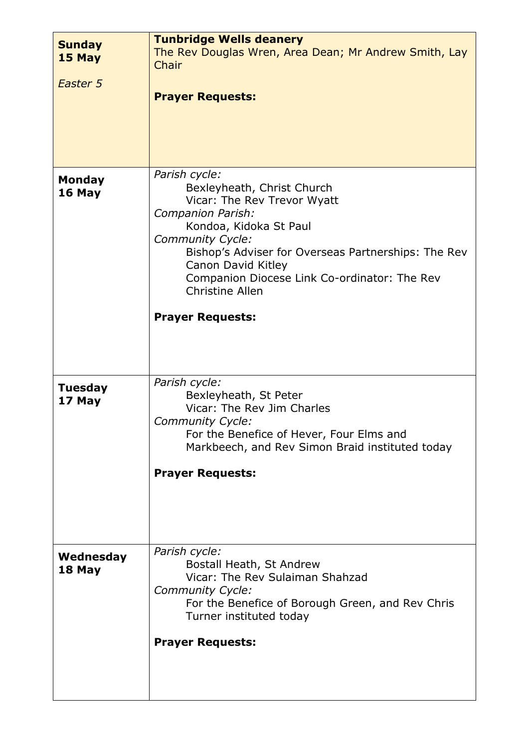| | |
|---|---|
| **Sunday 15 May**<br><br>*Easter 5* | **Tunbridge Wells deanery**<br>The Rev Douglas Wren, Area Dean; Mr Andrew Smith, Lay Chair<br><br>**Prayer Requests:** |
| **Monday 16 May** | *Parish cycle:*<br>Bexleyheath, Christ Church<br>Vicar: The Rev Trevor Wyatt<br>*Companion Parish:*<br>Kondoa, Kidoka St Paul<br>*Community Cycle:*<br>Bishop's Adviser for Overseas Partnerships: The Rev Canon David Kitley<br>Companion Diocese Link Co-ordinator: The Rev Christine Allen<br><br>**Prayer Requests:** |
| **Tuesday 17 May** | *Parish cycle:*<br>Bexleyheath, St Peter<br>Vicar: The Rev Jim Charles<br>*Community Cycle:*<br>For the Benefice of Hever, Four Elms and Markbeech, and Rev Simon Braid instituted today<br><br>**Prayer Requests:** |
| **Wednesday 18 May** | *Parish cycle:*<br>Bostall Heath, St Andrew<br>Vicar: The Rev Sulaiman Shahzad<br>*Community Cycle:*<br>For the Benefice of Borough Green, and Rev Chris Turner instituted today<br><br>**Prayer Requests:** |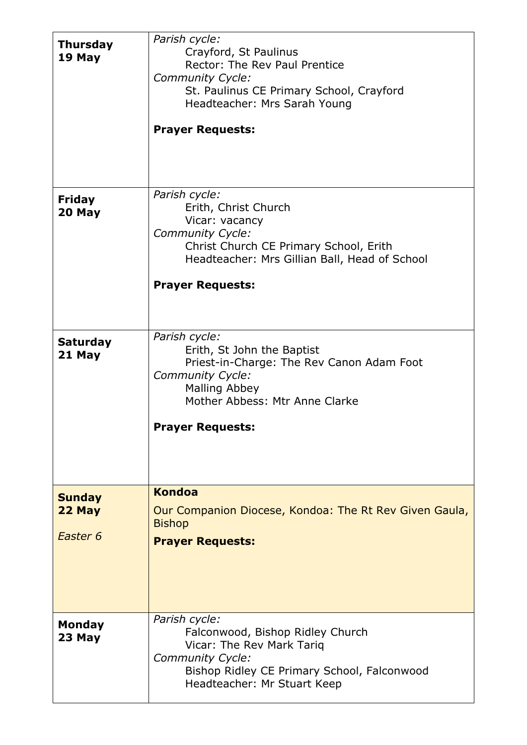| | |
|---|---|
| **Thursday 19 May** | *Parish cycle:*<br>Crayford, St Paulinus<br>Rector: The Rev Paul Prentice<br>*Community Cycle:*<br>St. Paulinus CE Primary School, Crayford<br>Headteacher: Mrs Sarah Young<br><br>**Prayer Requests:** |
| **Friday 20 May** | *Parish cycle:*<br>Erith, Christ Church<br>Vicar: vacancy<br>*Community Cycle:*<br>Christ Church CE Primary School, Erith<br>Headteacher: Mrs Gillian Ball, Head of School<br><br>**Prayer Requests:** |
| **Saturday 21 May** | *Parish cycle:*<br>Erith, St John the Baptist<br>Priest-in-Charge: The Rev Canon Adam Foot<br>*Community Cycle:*<br>Malling Abbey<br>Mother Abbess: Mtr Anne Clarke<br><br>**Prayer Requests:** |
| **Sunday 22 May**<br><br>*Easter 6* | **Kondoa**<br>Our Companion Diocese, Kondoa: The Rt Rev Given Gaula, Bishop<br>**Prayer Requests:** |
| **Monday 23 May** | *Parish cycle:*<br>Falconwood, Bishop Ridley Church<br>Vicar: The Rev Mark Tariq<br>*Community Cycle:*<br>Bishop Ridley CE Primary School, Falconwood<br>Headteacher: Mr Stuart Keep |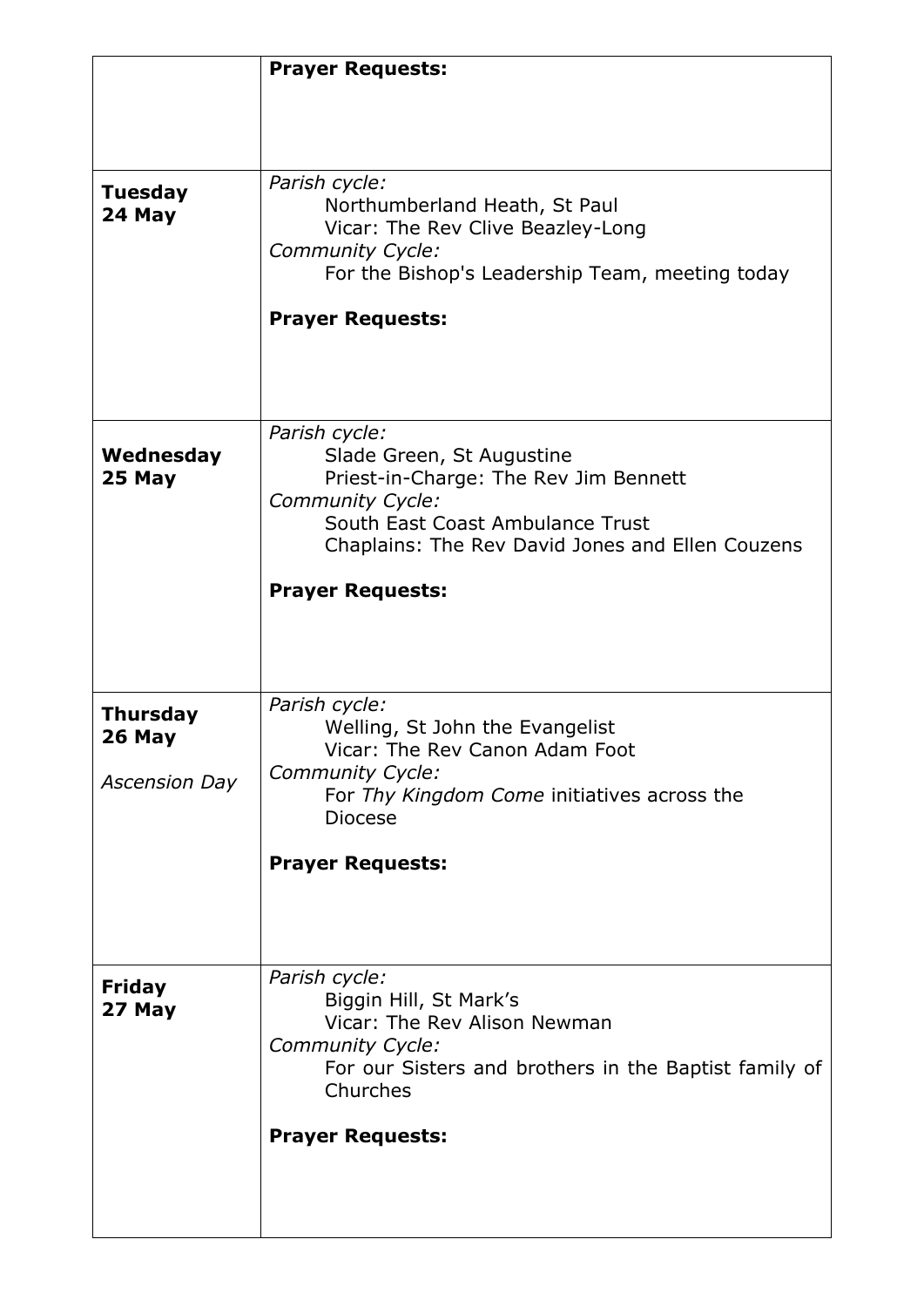| | |
|---|---|
| | **Prayer Requests:** |
| **Tuesday 24 May** | *Parish cycle:*<br>Northumberland Heath, St Paul<br>Vicar: The Rev Clive Beazley-Long<br>*Community Cycle:*<br>For the Bishop's Leadership Team, meeting today<br><br>**Prayer Requests:** |
| **Wednesday 25 May** | *Parish cycle:*<br>Slade Green, St Augustine<br>Priest-in-Charge: The Rev Jim Bennett<br>*Community Cycle:*<br>South East Coast Ambulance Trust<br>Chaplains: The Rev David Jones and Ellen Couzens<br><br>**Prayer Requests:** |
| **Thursday 26 May**<br><br>*Ascension Day* | *Parish cycle:*<br>Welling, St John the Evangelist<br>Vicar: The Rev Canon Adam Foot<br>*Community Cycle:*<br>For *Thy Kingdom Come* initiatives across the Diocese<br><br>**Prayer Requests:** |
| **Friday 27 May** | *Parish cycle:*<br>Biggin Hill, St Mark's<br>Vicar: The Rev Alison Newman<br>*Community Cycle:*<br>For our Sisters and brothers in the Baptist family of Churches<br><br>**Prayer Requests:** |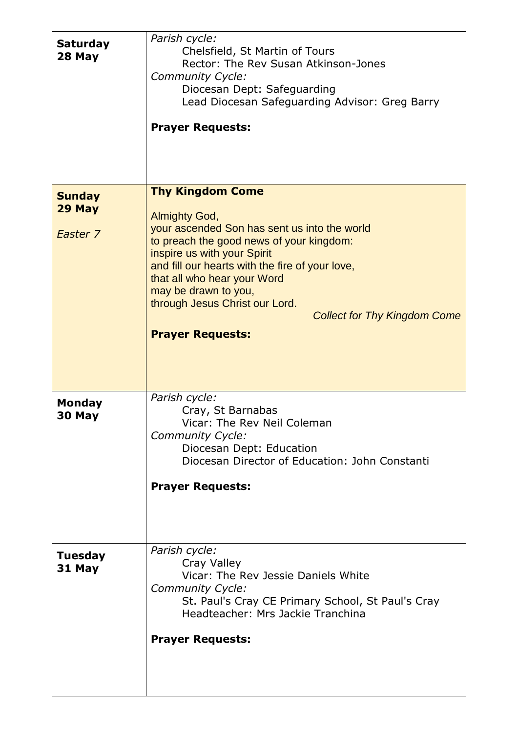| | |
|---|---|
| **Saturday 28 May** | *Parish cycle:*<br>Chelsfield, St Martin of Tours<br>Rector: The Rev Susan Atkinson-Jones<br>*Community Cycle:*<br>Diocesan Dept: Safeguarding<br>Lead Diocesan Safeguarding Advisor: Greg Barry<br><br>**Prayer Requests:** |
| **Sunday 29 May**<br><br>*Easter 7* | **Thy Kingdom Come**<br><br>Almighty God,<br>your ascended Son has sent us into the world<br>to preach the good news of your kingdom:<br>inspire us with your Spirit<br>and fill our hearts with the fire of your love,<br>that all who hear your Word<br>may be drawn to you,<br>through Jesus Christ our Lord.<br>*Collect for Thy Kingdom Come*<br><br>**Prayer Requests:** |
| **Monday 30 May** | *Parish cycle:*<br>Cray, St Barnabas<br>Vicar: The Rev Neil Coleman<br>*Community Cycle:*<br>Diocesan Dept: Education<br>Diocesan Director of Education: John Constanti<br><br>**Prayer Requests:** |
| **Tuesday 31 May** | *Parish cycle:*<br>Cray Valley<br>Vicar: The Rev Jessie Daniels White<br>*Community Cycle:*<br>St. Paul's Cray CE Primary School, St Paul's Cray<br>Headteacher: Mrs Jackie Tranchina<br><br>**Prayer Requests:** |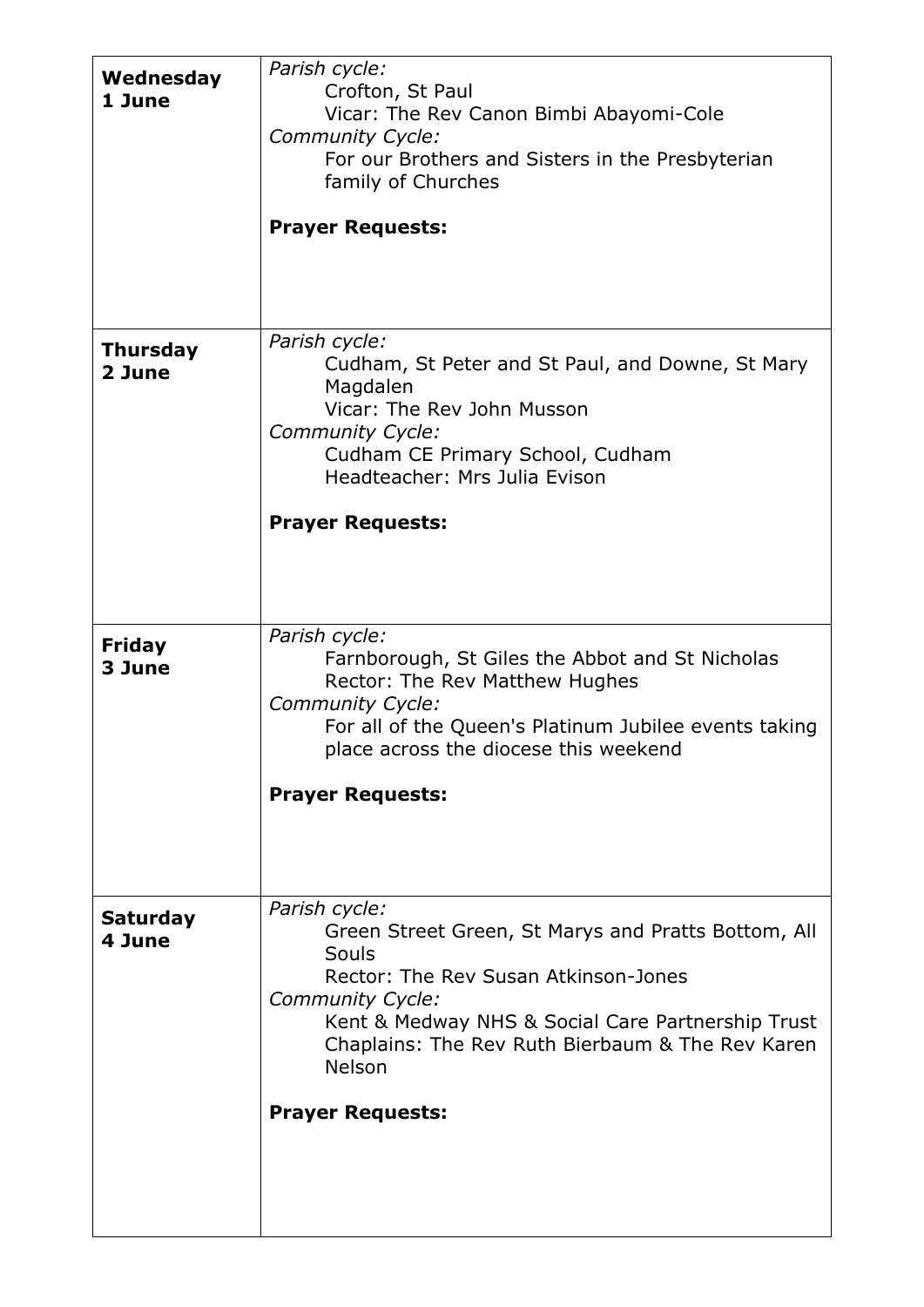| | |
|---|---|
| **Wednesday 1 June** | *Parish cycle:*<br>Crofton, St Paul<br>Vicar: The Rev Canon Bimbi Abayomi-Cole<br>*Community Cycle:*<br>For our Brothers and Sisters in the Presbyterian family of Churches<br><br>**Prayer Requests:** |
| **Thursday 2 June** | *Parish cycle:*<br>Cudham, St Peter and St Paul, and Downe, St Mary Magdalen<br>Vicar: The Rev John Musson<br>*Community Cycle:*<br>Cudham CE Primary School, Cudham<br>Headteacher: Mrs Julia Evison<br><br>**Prayer Requests:** |
| **Friday 3 June** | *Parish cycle:*<br>Farnborough, St Giles the Abbot and St Nicholas<br>Rector: The Rev Matthew Hughes<br>*Community Cycle:*<br>For all of the Queen's Platinum Jubilee events taking place across the diocese this weekend<br><br>**Prayer Requests:** |
| **Saturday 4 June** | *Parish cycle:*<br>Green Street Green, St Marys and Pratts Bottom, All Souls<br>Rector: The Rev Susan Atkinson-Jones<br>*Community Cycle:*<br>Kent & Medway NHS & Social Care Partnership Trust<br>Chaplains: The Rev Ruth Bierbaum & The Rev Karen Nelson<br><br>**Prayer Requests:** |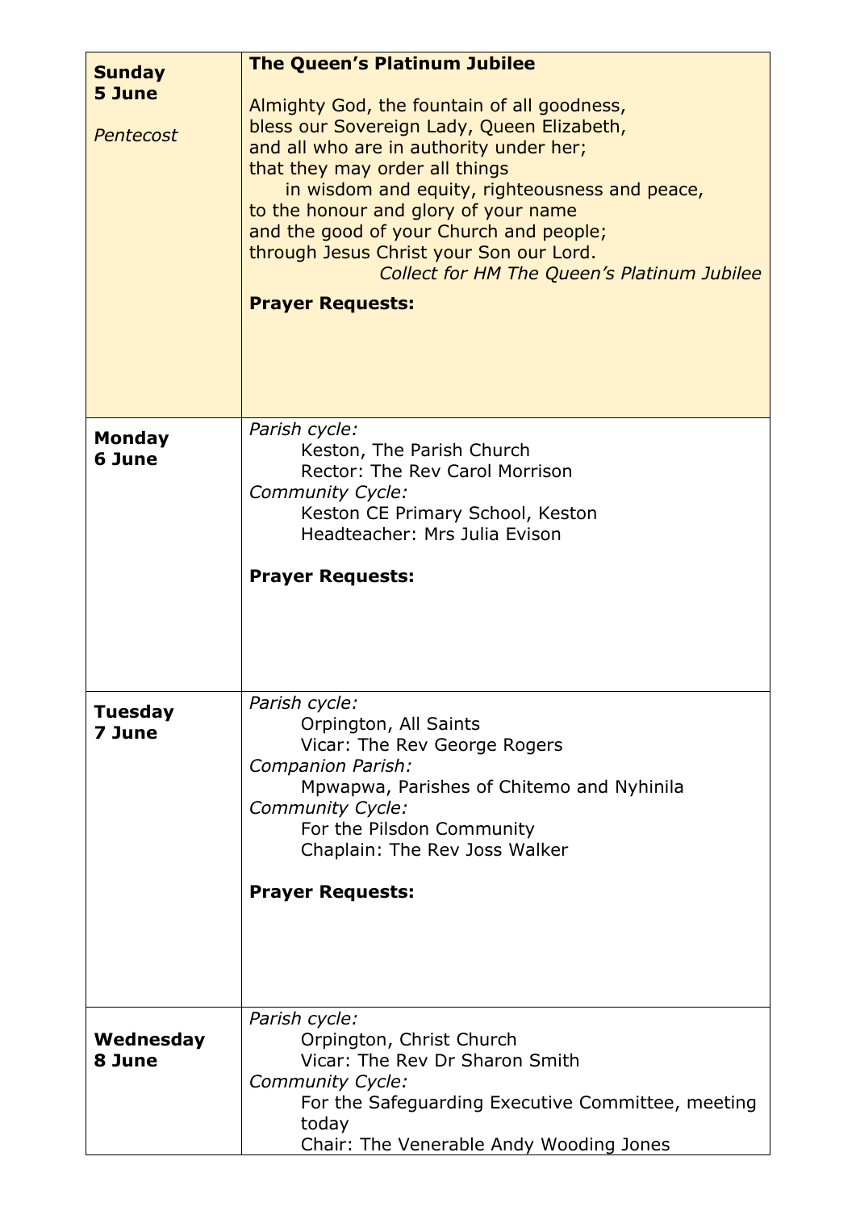| | |
|---|---|
| **Sunday**<br>**5 June**<br><br>*Pentecost* | **The Queen's Platinum Jubilee**<br><br>Almighty God, the fountain of all goodness,<br>bless our Sovereign Lady, Queen Elizabeth,<br>and all who are in authority under her;<br>that they may order all things<br>in wisdom and equity, righteousness and peace,<br>to the honour and glory of your name<br>and the good of your Church and people;<br>through Jesus Christ your Son our Lord.<br>*Collect for HM The Queen's Platinum Jubilee*<br><br>**Prayer Requests:** |
| **Monday**<br>**6 June** | *Parish cycle:*<br>Keston, The Parish Church<br>Rector: The Rev Carol Morrison<br>*Community Cycle:*<br>Keston CE Primary School, Keston<br>Headteacher: Mrs Julia Evison<br><br>**Prayer Requests:** |
| **Tuesday**<br>**7 June** | *Parish cycle:*<br>Orpington, All Saints<br>Vicar: The Rev George Rogers<br>*Companion Parish:*<br>Mpwapwa, Parishes of Chitemo and Nyhinila<br>*Community Cycle:*<br>For the Pilsdon Community<br>Chaplain: The Rev Joss Walker<br><br>**Prayer Requests:** |
| **Wednesday**<br>**8 June** | *Parish cycle:*<br>Orpington, Christ Church<br>Vicar: The Rev Dr Sharon Smith<br>*Community Cycle:*<br>For the Safeguarding Executive Committee, meeting today<br>Chair: The Venerable Andy Wooding Jones |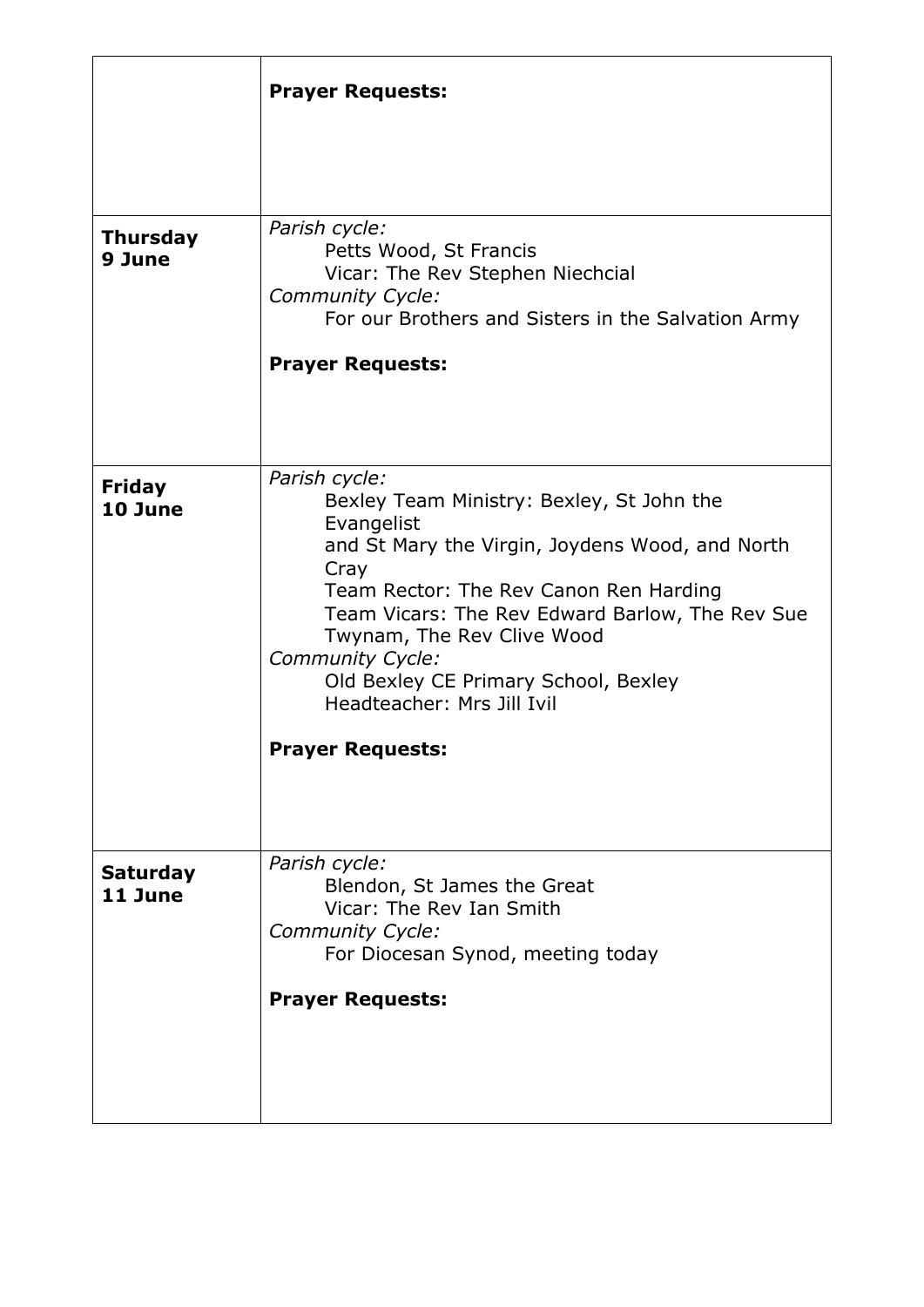| | |
|---|---|
| | **Prayer Requests:** |
| **Thursday 9 June** | *Parish cycle:*<br>Petts Wood, St Francis<br>Vicar: The Rev Stephen Niechcial<br>*Community Cycle:*<br>For our Brothers and Sisters in the Salvation Army<br><br>**Prayer Requests:** |
| **Friday 10 June** | *Parish cycle:*<br>Bexley Team Ministry: Bexley, St John the Evangelist<br>and St Mary the Virgin, Joydens Wood, and North Cray<br>Team Rector: The Rev Canon Ren Harding<br>Team Vicars: The Rev Edward Barlow, The Rev Sue Twynam, The Rev Clive Wood<br>*Community Cycle:*<br>Old Bexley CE Primary School, Bexley<br>Headteacher: Mrs Jill Ivil<br><br>**Prayer Requests:** |
| **Saturday 11 June** | *Parish cycle:*<br>Blendon, St James the Great<br>Vicar: The Rev Ian Smith<br>*Community Cycle:*<br>For Diocesan Synod, meeting today<br><br>**Prayer Requests:** |